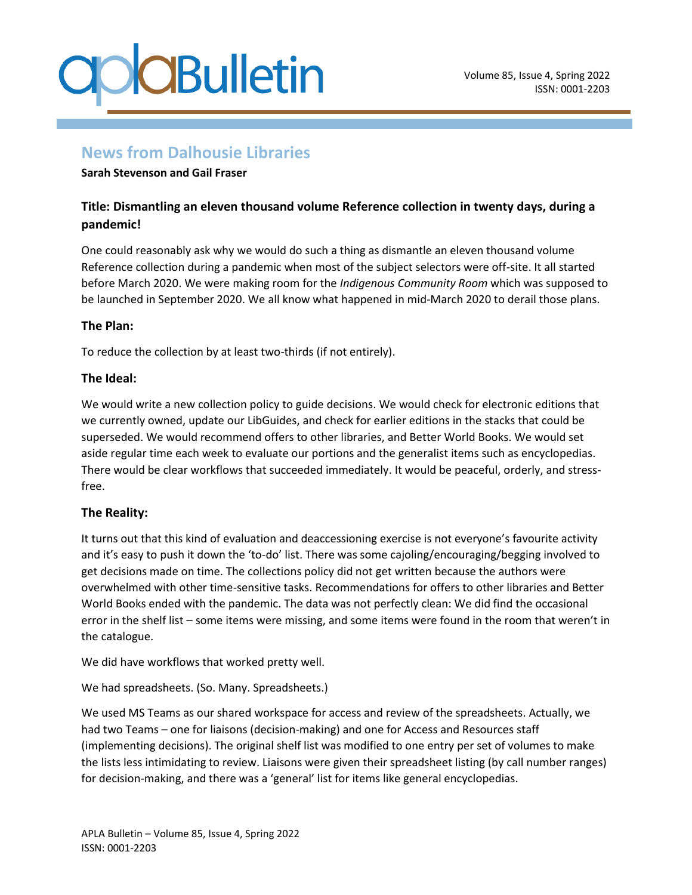# News from Dalhousie Libraries

**Sarah Stevenson and Gail Fraser**

## Title: Dismantling an eleven thousand volume Reference collection in twenty days, during a pandemic!

One could reasonably ask why we would do such a thing as dismantle an eleven thousand volume Reference collection during a pandemic when most of the subject selectors were off-site. It all started before March 2020. We were making room for the *Indigenous Community Room* which was supposed to be launched in September 2020. We all know what happened in mid-March 2020 to derail those plans.

### The Plan:

To reduce the collection by at least two-thirds (if not entirely).

### The Ideal:

We would write a new collection policy to guide decisions. We would check for electronic editions that we currently owned, update our LibGuides, and check for earlier editions in the stacks that could be superseded. We would recommend offers to other libraries, and Better World Books. We would set aside regular time each week to evaluate our portions and the generalist items such as encyclopedias. There would be clear workflows that succeeded immediately. It would be peaceful, orderly, and stress-free.

### The Reality:

It turns out that this kind of evaluation and deaccessioning exercise is not everyone's favourite activity and it's easy to push it down the 'to-do' list. There was some cajoling/encouraging/begging involved to get decisions made on time. The collections policy did not get written because the authors were overwhelmed with other time-sensitive tasks. Recommendations for offers to other libraries and Better World Books ended with the pandemic. The data was not perfectly clean: We did find the occasional error in the shelf list – some items were missing, and some items were found in the room that weren't in the catalogue.

We did have workflows that worked pretty well.

We had spreadsheets. (So. Many. Spreadsheets.)

We used MS Teams as our shared workspace for access and review of the spreadsheets. Actually, we had two Teams – one for liaisons (decision-making) and one for Access and Resources staff (implementing decisions). The original shelf list was modified to one entry per set of volumes to make the lists less intimidating to review. Liaisons were given their spreadsheet listing (by call number ranges) for decision-making, and there was a 'general' list for items like general encyclopedias.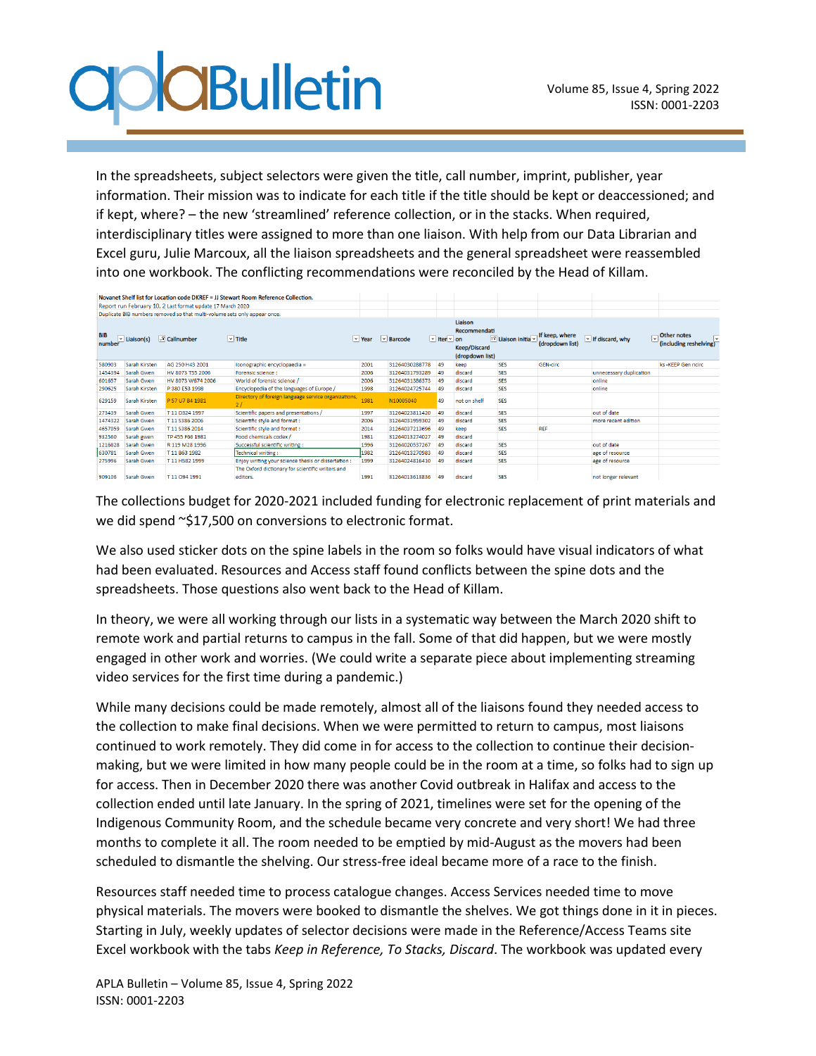In the spreadsheets, subject selectors were given the title, call number, imprint, publisher, year information. Their mission was to indicate for each title if the title should be kept or deaccessioned; and if kept, where? – the new 'streamlined' reference collection, or in the stacks. When required, interdisciplinary titles were assigned to more than one liaison. With help from our Data Librarian and Excel guru, Julie Marcoux, all the liaison spreadsheets and the general spreadsheet were reassembled into one workbook. The conflicting recommendations were reconciled by the Head of Killam.

Novanet Shelf list for Location code DKREF = JJ Stewart Room Reference Collection.
Report run February 10, 2 Last format update 17 March 2020
Duplicate BIB numbers removed so that multi-volume sets only appear once.

| BIB number | Liaison(s) | Callnumber | Title | Year | Barcode | Item | Liaison Recommendation Keep/Discard (dropdown list) | Liaison initial | If keep, where (dropdown list) | If discard, why | Other notes (including reshelving) |
|---|---|---|---|---|---|---|---|---|---|---|---|
| 580903 | Sarah Kirsten | AG 250 H43 2001 | Iconographic encyclopaedia = | 2001 | 31264030288778 | 49 | keep | SES | GEN-circ | | ks -KEEP Gen ncirc |
| 1454394 | Sarah Gwen | HV 8073 T55 2006 | Forensic science : | 2006 | 31264031793289 | 49 | discard | SES | | unnecessary duplication | |
| 601657 | Sarah Gwen | HV 8073 W674 2006 | World of forensic science / | 2006 | 31264031386373 | 49 | discard | SES | | online | |
| 290625 | Sarah Kirsten | P 380 E53 1998 | Encyclopedia of the languages of Europe / | 1998 | 31264024725744 | 49 | discard | SES | | online | |
| 629159 | Sarah Kirsten | P 57 U7 B4 1981 | Directory of foreign language service organizations, 2 / | 1981 | N10005040 | 49 | not on shelf | SES | | | |
| 273439 | Sarah Gwen | T 11 D324 1997 | Scientific papers and presentations / | 1997 | 31264023811420 | 49 | discard | SES | | out of date | |
| 1474322 | Sarah Gwen | T 11 S386 2006 | Scientific style and format : | 2006 | 31264031959302 | 49 | discard | SES | | more recent edition | |
| 4657059 | Sarah Gwen | T 11 S386 2014 | Scientific style and format : | 2014 | 31264037213696 | 49 | keep | SES | REF | | |
| 932560 | Sarah gwen | TP 455 F66 1981 | Food chemicals codex / | 1981 | 31264013274027 | 49 | discard | | | | |
| 1216828 | Sarah Gwen | R 119 M28 1996 | Successful scientific writing : | 1996 | 31264020537267 | 49 | discard | SES | | out of date | |
| 630781 | Sarah Gwen | T 11 B63 1982 | Technical writing : | 1982 | 31264013270983 | 49 | discard | SES | | age of resource | |
| 275996 | Sarah Gwen | T 11 H582 1999 | Enjoy writing your science thesis or dissertation : | 1999 | 31264024816410 | 49 | discard | SES | | age of resource | |
| 909106 | Sarah Gwen | T 11 O94 1991 | The Oxford dictionary for scientific writers and editors. | 1991 | 31264013613836 | 49 | discard | SES | | not longer relevant | |

The collections budget for 2020-2021 included funding for electronic replacement of print materials and we did spend ~$17,500 on conversions to electronic format.

We also used sticker dots on the spine labels in the room so folks would have visual indicators of what had been evaluated. Resources and Access staff found conflicts between the spine dots and the spreadsheets. Those questions also went back to the Head of Killam.

In theory, we were all working through our lists in a systematic way between the March 2020 shift to remote work and partial returns to campus in the fall. Some of that did happen, but we were mostly engaged in other work and worries. (We could write a separate piece about implementing streaming video services for the first time during a pandemic.)

While many decisions could be made remotely, almost all of the liaisons found they needed access to the collection to make final decisions. When we were permitted to return to campus, most liaisons continued to work remotely. They did come in for access to the collection to continue their decision-making, but we were limited in how many people could be in the room at a time, so folks had to sign up for access. Then in December 2020 there was another Covid outbreak in Halifax and access to the collection ended until late January. In the spring of 2021, timelines were set for the opening of the Indigenous Community Room, and the schedule became very concrete and very short! We had three months to complete it all. The room needed to be emptied by mid-August as the movers had been scheduled to dismantle the shelving. Our stress-free ideal became more of a race to the finish.

Resources staff needed time to process catalogue changes. Access Services needed time to move physical materials. The movers were booked to dismantle the shelves. We got things done in it in pieces. Starting in July, weekly updates of selector decisions were made in the Reference/Access Teams site Excel workbook with the tabs *Keep in Reference, To Stacks, Discard*. The workbook was updated every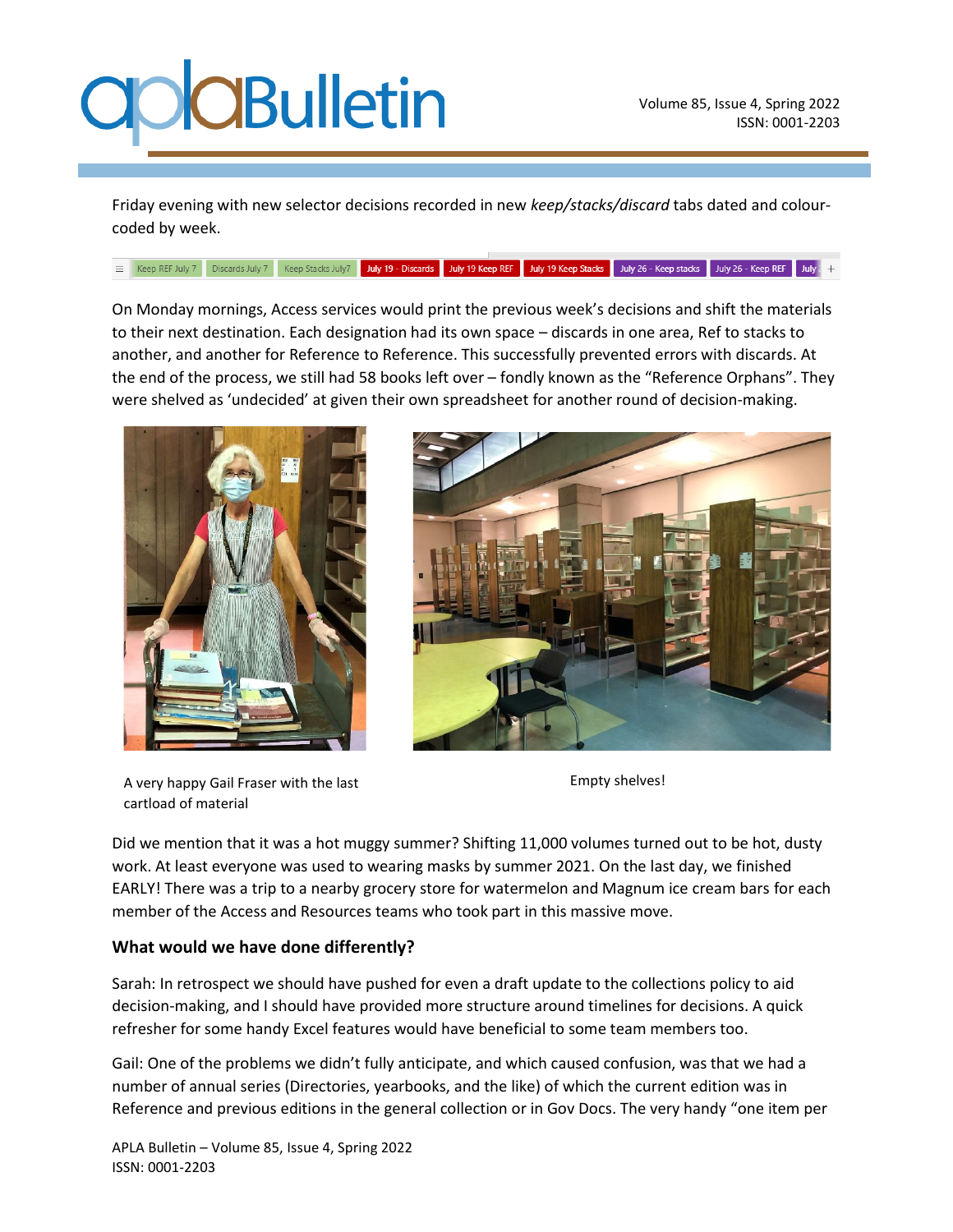Friday evening with new selector decisions recorded in new *keep/stacks/discard* tabs dated and colour-coded by week.

On Monday mornings, Access services would print the previous week's decisions and shift the materials to their next destination. Each designation had its own space – discards in one area, Ref to stacks to another, and another for Reference to Reference. This successfully prevented errors with discards. At the end of the process, we still had 58 books left over – fondly known as the "Reference Orphans". They were shelved as 'undecided' at given their own spreadsheet for another round of decision-making.

A very happy Gail Fraser with the last cartload of material

Empty shelves!

Did we mention that it was a hot muggy summer? Shifting 11,000 volumes turned out to be hot, dusty work. At least everyone was used to wearing masks by summer 2021. On the last day, we finished EARLY! There was a trip to a nearby grocery store for watermelon and Magnum ice cream bars for each member of the Access and Resources teams who took part in this massive move.

### What would we have done differently?

Sarah: In retrospect we should have pushed for even a draft update to the collections policy to aid decision-making, and I should have provided more structure around timelines for decisions. A quick refresher for some handy Excel features would have beneficial to some team members too.

Gail: One of the problems we didn't fully anticipate, and which caused confusion, was that we had a number of annual series (Directories, yearbooks, and the like) of which the current edition was in Reference and previous editions in the general collection or in Gov Docs. The very handy "one item per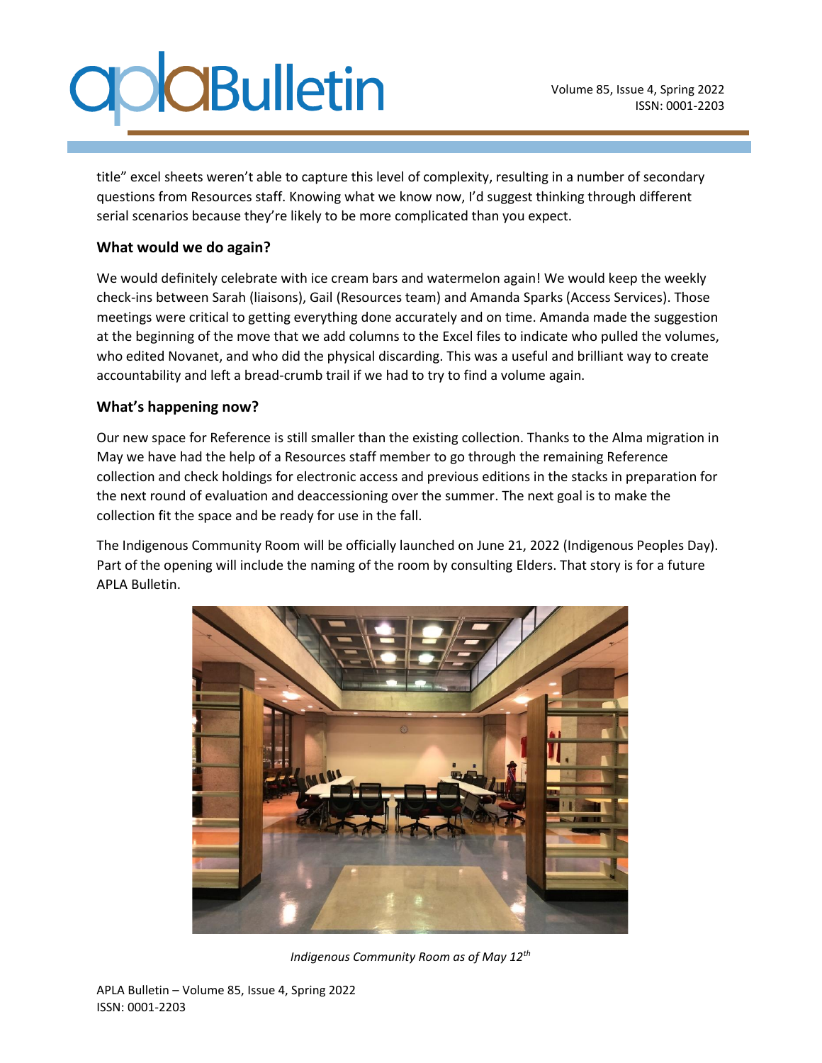title" excel sheets weren't able to capture this level of complexity, resulting in a number of secondary questions from Resources staff. Knowing what we know now, I'd suggest thinking through different serial scenarios because they're likely to be more complicated than you expect.

### What would we do again?

We would definitely celebrate with ice cream bars and watermelon again! We would keep the weekly check-ins between Sarah (liaisons), Gail (Resources team) and Amanda Sparks (Access Services). Those meetings were critical to getting everything done accurately and on time. Amanda made the suggestion at the beginning of the move that we add columns to the Excel files to indicate who pulled the volumes, who edited Novanet, and who did the physical discarding. This was a useful and brilliant way to create accountability and left a bread-crumb trail if we had to try to find a volume again.

### What's happening now?

Our new space for Reference is still smaller than the existing collection. Thanks to the Alma migration in May we have had the help of a Resources staff member to go through the remaining Reference collection and check holdings for electronic access and previous editions in the stacks in preparation for the next round of evaluation and deaccessioning over the summer. The next goal is to make the collection fit the space and be ready for use in the fall.

The Indigenous Community Room will be officially launched on June 21, 2022 (Indigenous Peoples Day). Part of the opening will include the naming of the room by consulting Elders. That story is for a future APLA Bulletin.

*Indigenous Community Room as of May 12th*